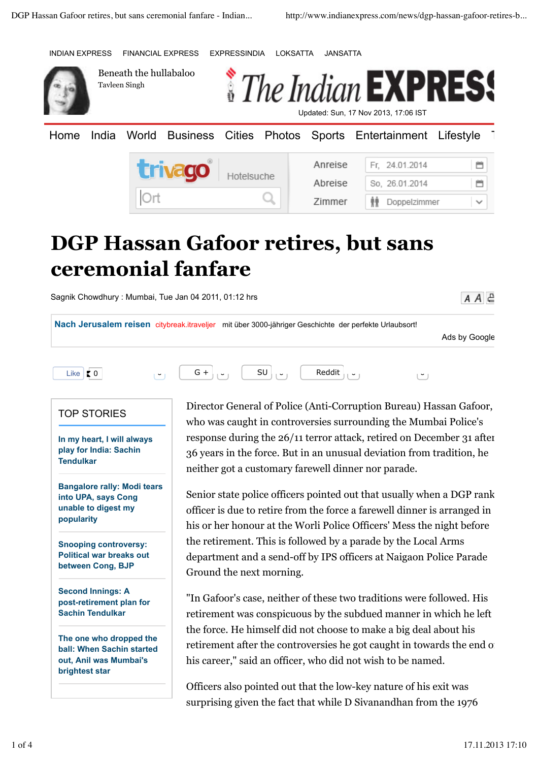INDIAN EXPRESS FINANCIAL EXPRESS EXPRESSINDIA LOKSATTA JANSATTA

Beneath the hullabaloo
Tavleen Singh

The Indian EXPRESS

Updated: Sun, 17 Nov 2013, 17:06 IST

Home India World Business Cities Photos Sports Entertainment Lifestyle

trivago Hotelsuche
Ort
Anreise Fr, 24.01.2014
Abreise So, 26.01.2014
Zimmer Doppelzimmer

# DGP Hassan Gafoor retires, but sans ceremonial fanfare

Sagnik Chowdhury : Mumbai, Tue Jan 04 2011, 01:12 hrs

**Nach Jerusalem reisen** citybreak.itraveljer mit über 3000-jähriger Geschichte der perfekte Urlaubsort!

Ads by Google

Like 0 G + SU Reddit

## TOP STORIES

**In my heart, I will always play for India: Sachin Tendulkar**

**Bangalore rally: Modi tears into UPA, says Cong unable to digest my popularity**

**Snooping controversy: Political war breaks out between Cong, BJP**

**Second Innings: A post-retirement plan for Sachin Tendulkar**

**The one who dropped the ball: When Sachin started out, Anil was Mumbai's brightest star**

Director General of Police (Anti-Corruption Bureau) Hassan Gafoor, who was caught in controversies surrounding the Mumbai Police's response during the 26/11 terror attack, retired on December 31 after 36 years in the force. But in an unusual deviation from tradition, he neither got a customary farewell dinner nor parade.

Senior state police officers pointed out that usually when a DGP rank officer is due to retire from the force a farewell dinner is arranged in his or her honour at the Worli Police Officers' Mess the night before the retirement. This is followed by a parade by the Local Arms department and a send-off by IPS officers at Naigaon Police Parade Ground the next morning.

"In Gafoor's case, neither of these two traditions were followed. His retirement was conspicuous by the subdued manner in which he left the force. He himself did not choose to make a big deal about his retirement after the controversies he got caught in towards the end of his career," said an officer, who did not wish to be named.

Officers also pointed out that the low-key nature of his exit was surprising given the fact that while D Sivanandhan from the 1976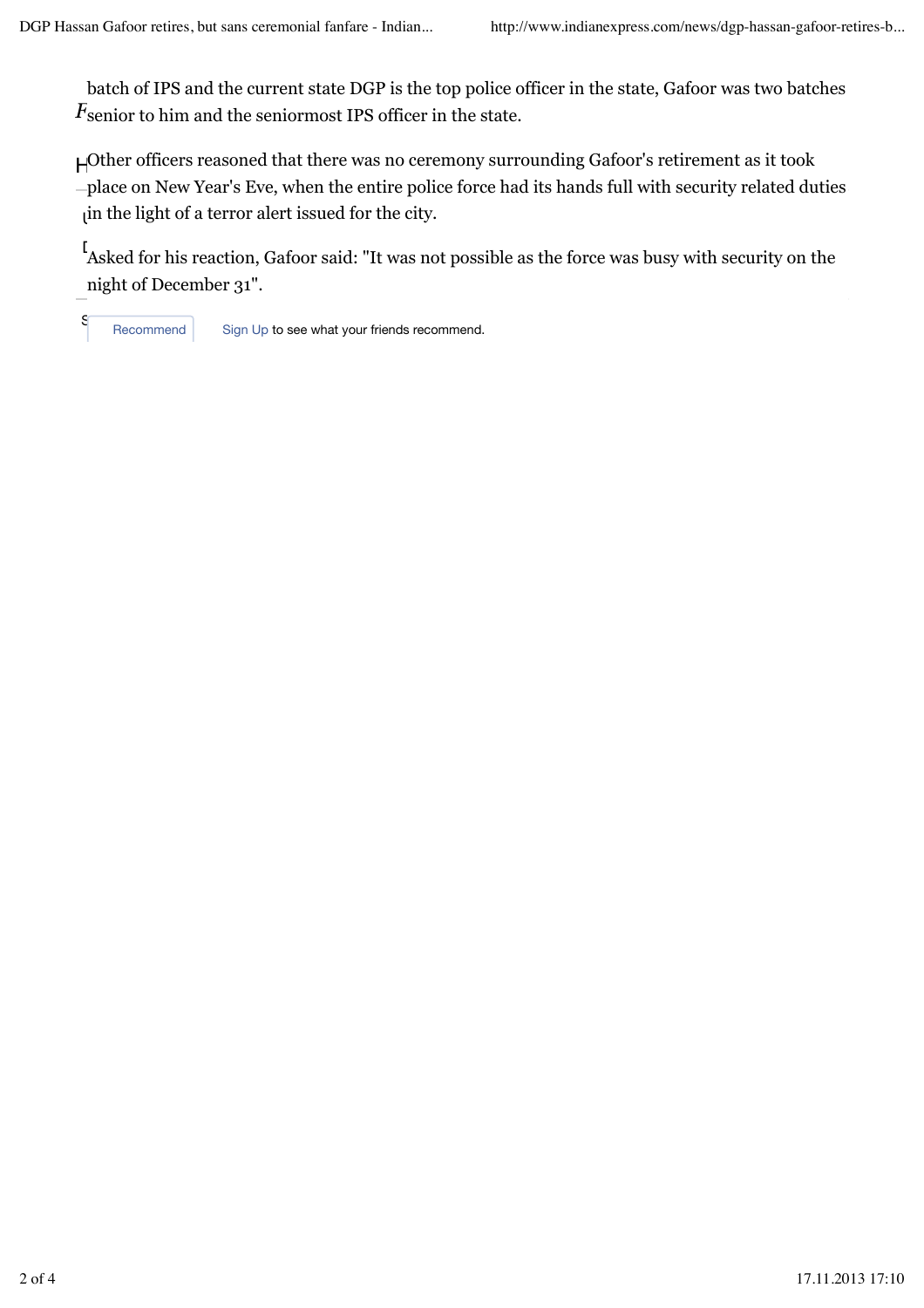batch of IPS and the current state DGP is the top police officer in the state, Gafoor was two batches senior to him and the seniormost IPS officer in the state.

Other officers reasoned that there was no ceremony surrounding Gafoor's retirement as it took place on New Year's Eve, when the entire police force had its hands full with security related duties in the light of a terror alert issued for the city.

Asked for his reaction, Gafoor said: "It was not possible as the force was busy with security on the night of December 31".

Recommend    Sign Up to see what your friends recommend.